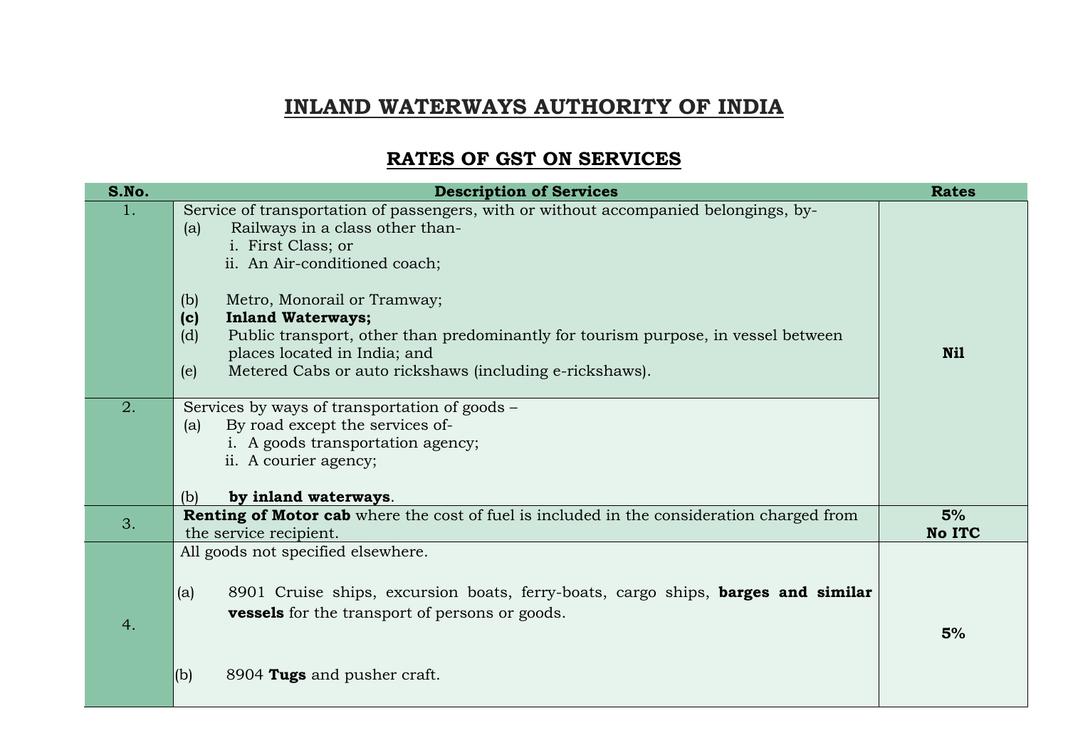# INLAND WATERWAYS AUTHORITY OF INDIA

## RATES OF GST ON SERVICES

| S.No. | Description of Services | Rates |
|---|---|---|
| 1. | Service of transportation of passengers, with or without accompanied belongings, by-<br>(a) Railways in a class other than-<br>i. First Class; or<br>ii. An Air-conditioned coach;<br>(b) Metro, Monorail or Tramway;<br>**(c) Inland Waterways;**<br>(d) Public transport, other than predominantly for tourism purpose, in vessel between places located in India; and<br>(e) Metered Cabs or auto rickshaws (including e-rickshaws). | **Nil** |
| 2. | Services by ways of transportation of goods –<br>(a) By road except the services of-<br>i. A goods transportation agency;<br>ii. A courier agency;<br>(b) **by inland waterways**. | |
| 3. | **Renting of Motor cab** where the cost of fuel is included in the consideration charged from the service recipient. | **5%<br>No ITC** |
| 4. | All goods not specified elsewhere.<br>(a) 8901 Cruise ships, excursion boats, ferry-boats, cargo ships, **barges and similar vessels** for the transport of persons or goods.<br>(b) 8904 **Tugs** and pusher craft. | **5%** |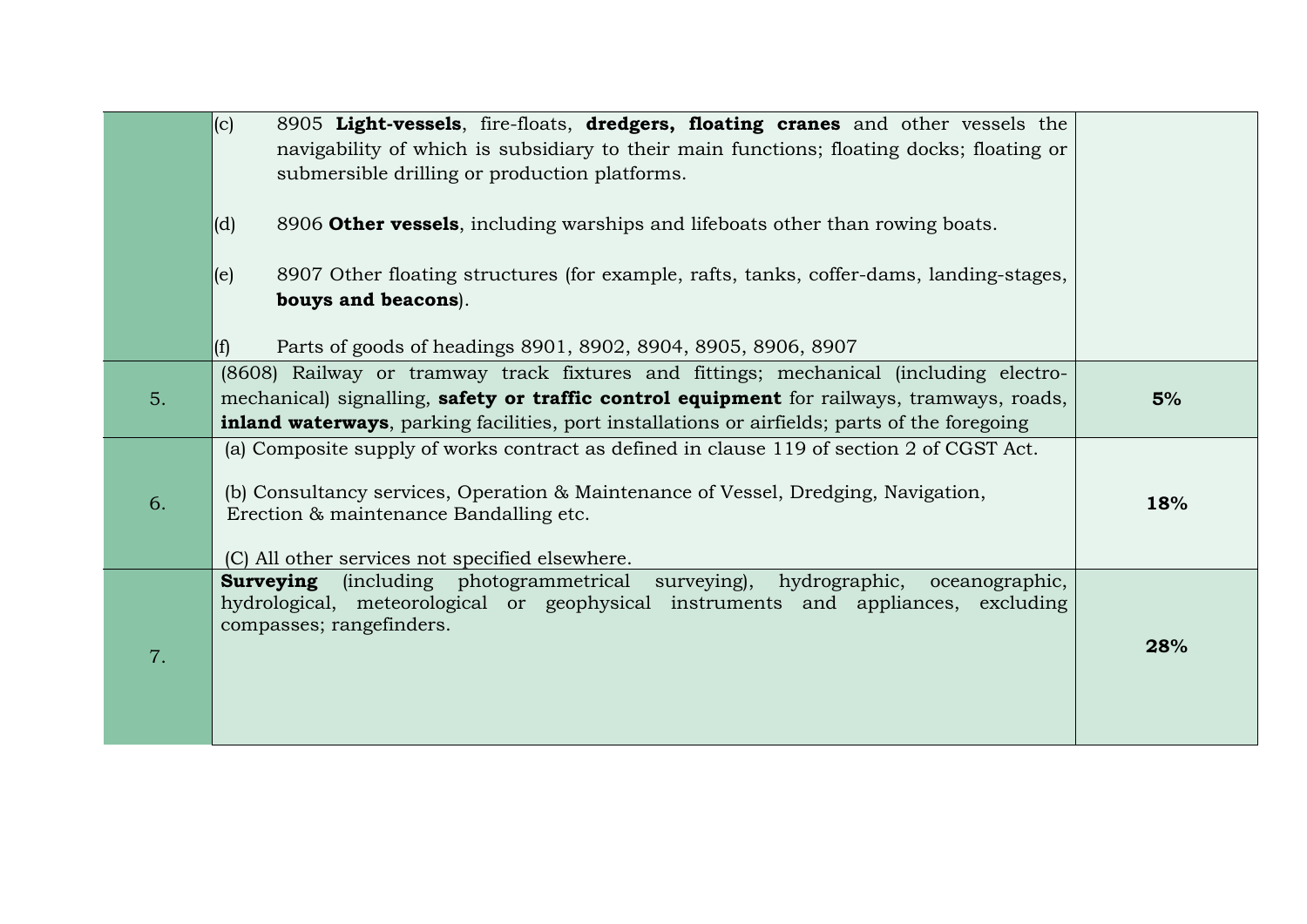| | | |
|---|---|---|
| | (c) 8905 **Light-vessels**, fire-floats, **dredgers, floating cranes** and other vessels the navigability of which is subsidiary to their main functions; floating docks; floating or submersible drilling or production platforms.<br><br>(d) 8906 **Other vessels**, including warships and lifeboats other than rowing boats.<br><br>(e) 8907 Other floating structures (for example, rafts, tanks, coffer-dams, landing-stages, **bouys and beacons**).<br><br>(f) Parts of goods of headings 8901, 8902, 8904, 8905, 8906, 8907 | |
| 5. | (8608) Railway or tramway track fixtures and fittings; mechanical (including electro-mechanical) signalling, **safety or traffic control equipment** for railways, tramways, roads, **inland waterways**, parking facilities, port installations or airfields; parts of the foregoing | **5%** |
| 6. | (a) Composite supply of works contract as defined in clause 119 of section 2 of CGST Act.<br><br>(b) Consultancy services, Operation & Maintenance of Vessel, Dredging, Navigation, Erection & maintenance Bandalling etc.<br><br>(C) All other services not specified elsewhere. | **18%** |
| 7. | **Surveying** (including photogrammetrical surveying), hydrographic, oceanographic, hydrological, meteorological or geophysical instruments and appliances, excluding compasses; rangefinders. | **28%** |